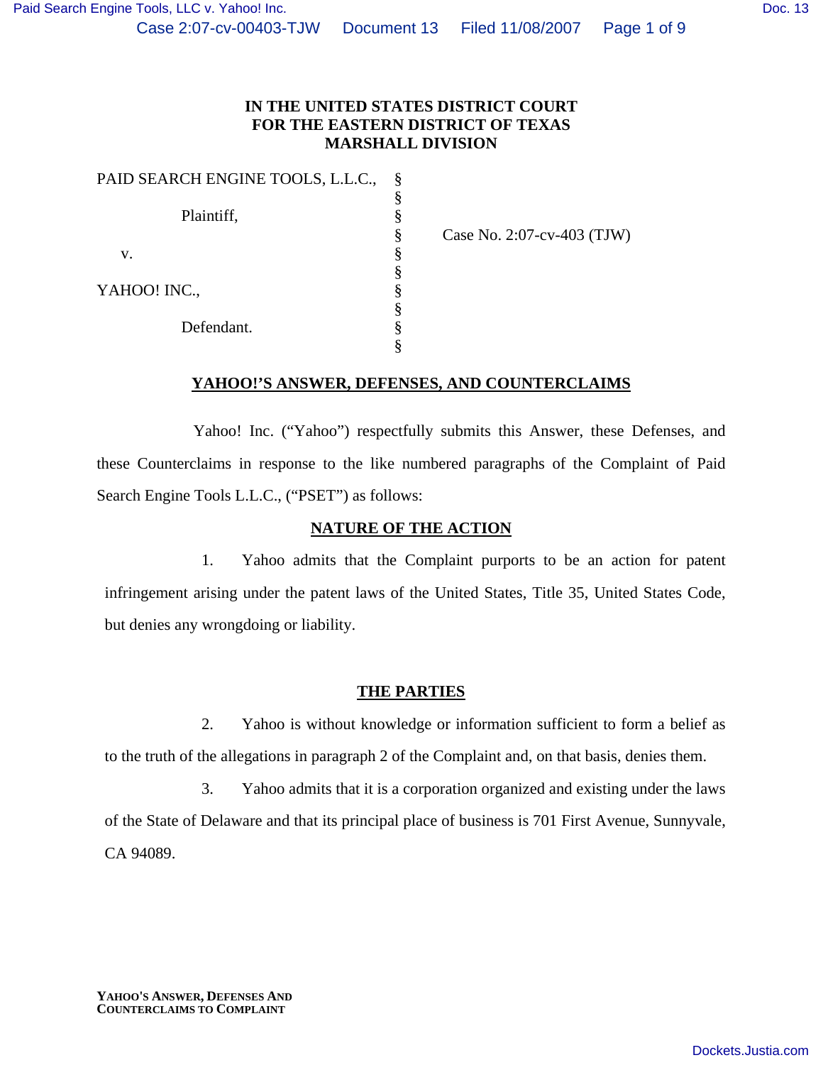# IN THE UNITED STATES DISTRICT COURT
# FOR THE EASTERN DISTRICT OF TEXAS
# MARSHALL DIVISION

| | | |
|---|---|---|
| PAID SEARCH ENGINE TOOLS, L.L.C., | § | |
| | § | |
| Plaintiff, | § | |
| | § | Case No. 2:07-cv-403 (TJW) |
| v. | § | |
| | § | |
| YAHOO! INC., | § | |
| | § | |
| Defendant. | § | |
| | § | |

## YAHOO!'S ANSWER, DEFENSES, AND COUNTERCLAIMS

Yahoo! Inc. ("Yahoo") respectfully submits this Answer, these Defenses, and these Counterclaims in response to the like numbered paragraphs of the Complaint of Paid Search Engine Tools L.L.C., ("PSET") as follows:

## NATURE OF THE ACTION

1. Yahoo admits that the Complaint purports to be an action for patent infringement arising under the patent laws of the United States, Title 35, United States Code, but denies any wrongdoing or liability.

## THE PARTIES

2. Yahoo is without knowledge or information sufficient to form a belief as to the truth of the allegations in paragraph 2 of the Complaint and, on that basis, denies them.

3. Yahoo admits that it is a corporation organized and existing under the laws of the State of Delaware and that its principal place of business is 701 First Avenue, Sunnyvale, CA 94089.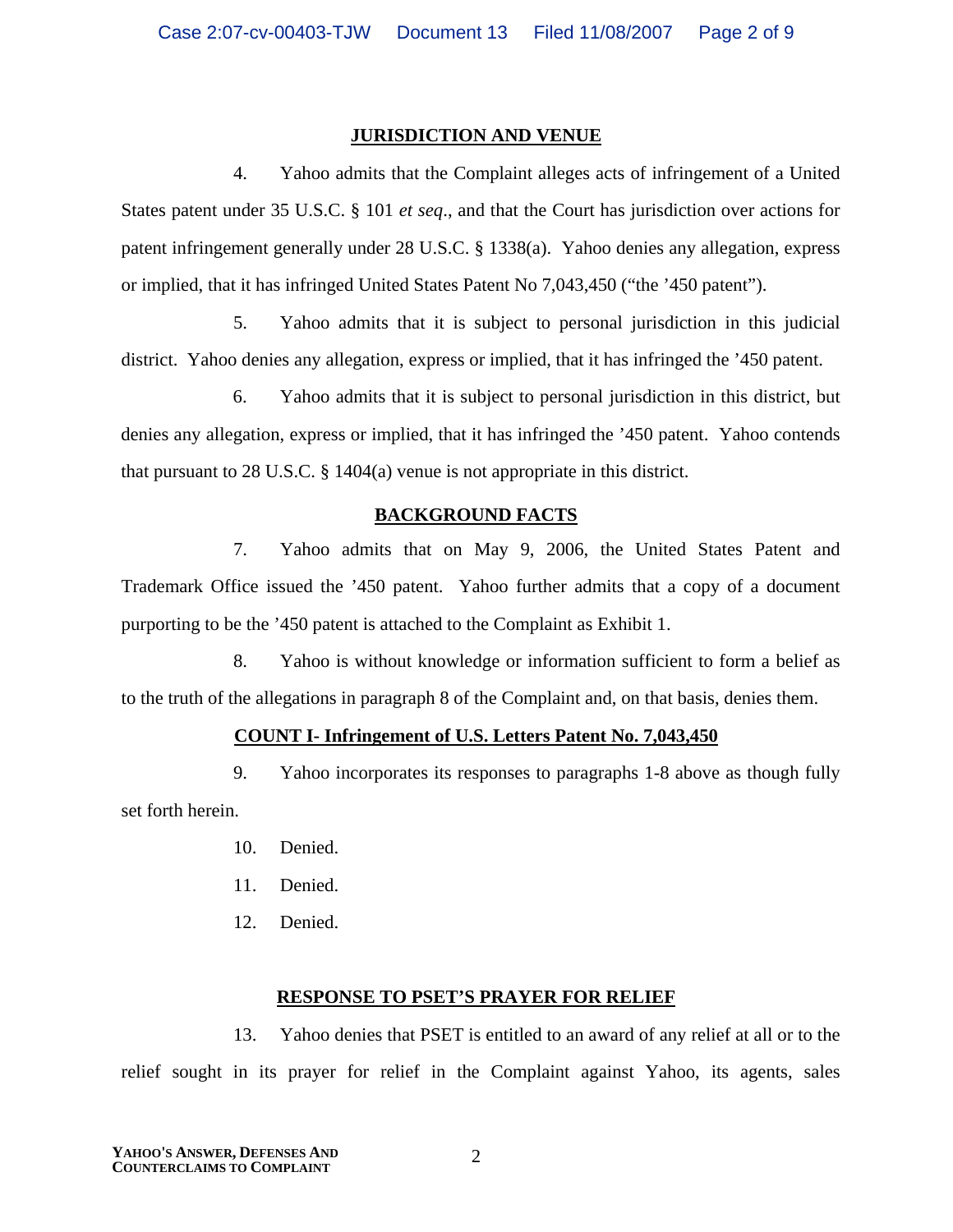## JURISDICTION AND VENUE

4. Yahoo admits that the Complaint alleges acts of infringement of a United States patent under 35 U.S.C. § 101 *et seq*., and that the Court has jurisdiction over actions for patent infringement generally under 28 U.S.C. § 1338(a). Yahoo denies any allegation, express or implied, that it has infringed United States Patent No 7,043,450 ("the '450 patent").

5. Yahoo admits that it is subject to personal jurisdiction in this judicial district. Yahoo denies any allegation, express or implied, that it has infringed the '450 patent.

6. Yahoo admits that it is subject to personal jurisdiction in this district, but denies any allegation, express or implied, that it has infringed the '450 patent. Yahoo contends that pursuant to 28 U.S.C. § 1404(a) venue is not appropriate in this district.

## BACKGROUND FACTS

7. Yahoo admits that on May 9, 2006, the United States Patent and Trademark Office issued the '450 patent. Yahoo further admits that a copy of a document purporting to be the '450 patent is attached to the Complaint as Exhibit 1.

8. Yahoo is without knowledge or information sufficient to form a belief as to the truth of the allegations in paragraph 8 of the Complaint and, on that basis, denies them.

## COUNT I- Infringement of U.S. Letters Patent No. 7,043,450

9. Yahoo incorporates its responses to paragraphs 1-8 above as though fully set forth herein.

10. Denied.

11. Denied.

12. Denied.

## RESPONSE TO PSET'S PRAYER FOR RELIEF

13. Yahoo denies that PSET is entitled to an award of any relief at all or to the relief sought in its prayer for relief in the Complaint against Yahoo, its agents, sales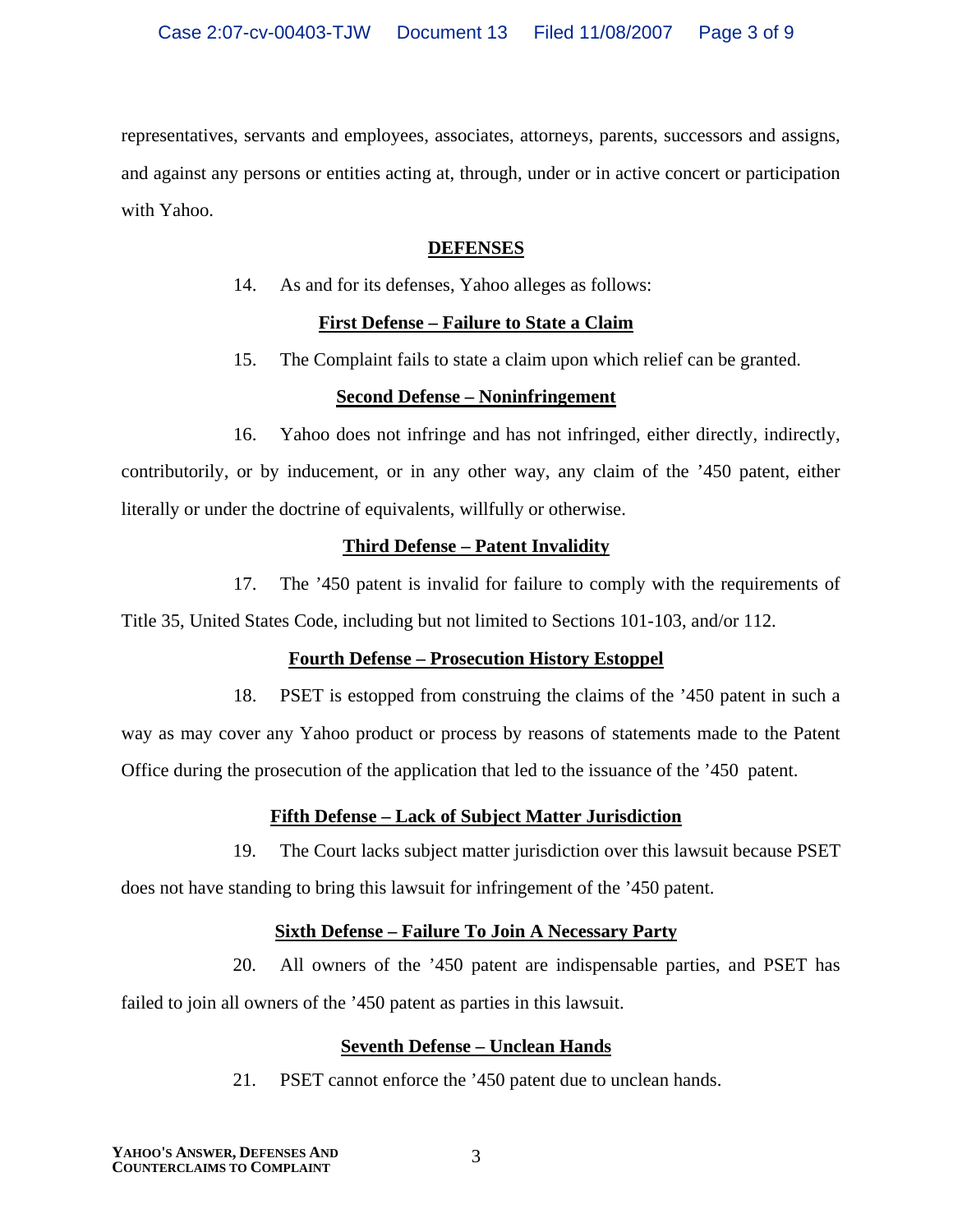representatives, servants and employees, associates, attorneys, parents, successors and assigns, and against any persons or entities acting at, through, under or in active concert or participation with Yahoo.

## DEFENSES

14. As and for its defenses, Yahoo alleges as follows:

### First Defense – Failure to State a Claim

15. The Complaint fails to state a claim upon which relief can be granted.

### Second Defense – Noninfringement

16. Yahoo does not infringe and has not infringed, either directly, indirectly, contributorily, or by inducement, or in any other way, any claim of the ’450 patent, either literally or under the doctrine of equivalents, willfully or otherwise.

### Third Defense – Patent Invalidity

17. The ’450 patent is invalid for failure to comply with the requirements of Title 35, United States Code, including but not limited to Sections 101-103, and/or 112.

### Fourth Defense – Prosecution History Estoppel

18. PSET is estopped from construing the claims of the ’450 patent in such a way as may cover any Yahoo product or process by reasons of statements made to the Patent Office during the prosecution of the application that led to the issuance of the ’450 patent.

### Fifth Defense – Lack of Subject Matter Jurisdiction

19. The Court lacks subject matter jurisdiction over this lawsuit because PSET does not have standing to bring this lawsuit for infringement of the ’450 patent.

### Sixth Defense – Failure To Join A Necessary Party

20. All owners of the ’450 patent are indispensable parties, and PSET has failed to join all owners of the ’450 patent as parties in this lawsuit.

### Seventh Defense – Unclean Hands

21. PSET cannot enforce the ’450 patent due to unclean hands.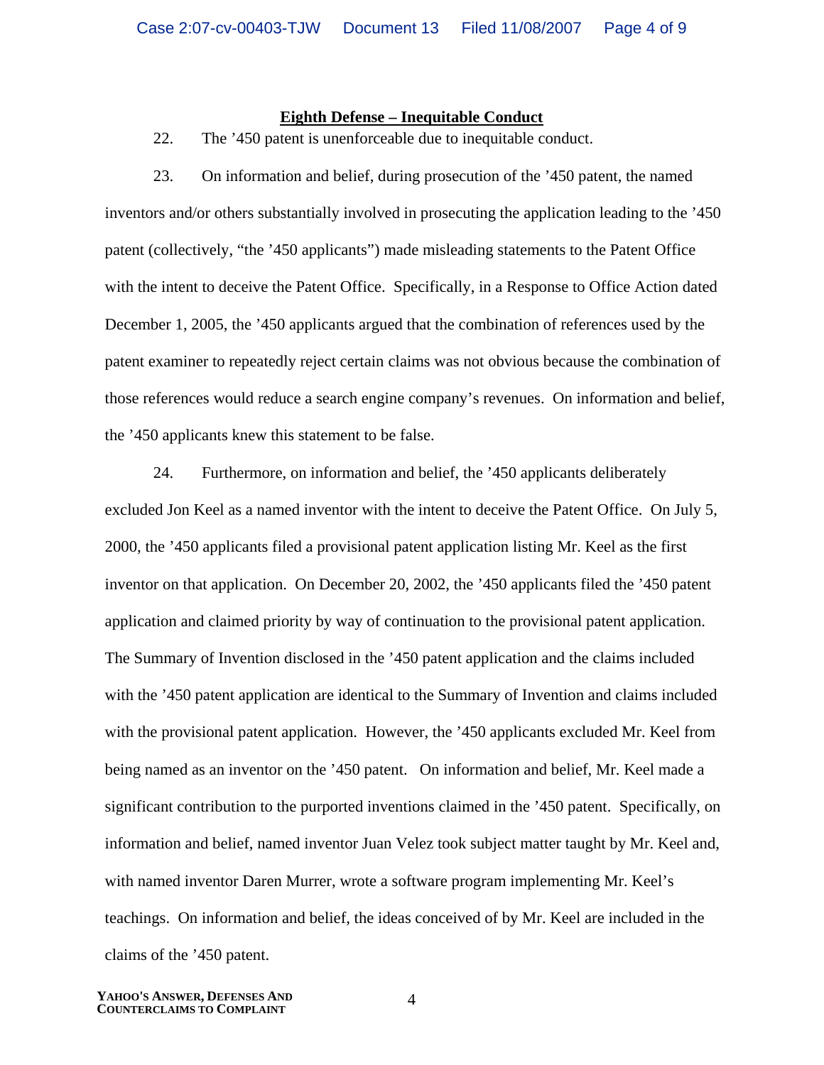**Eighth Defense – Inequitable Conduct**

22. The '450 patent is unenforceable due to inequitable conduct.

23. On information and belief, during prosecution of the '450 patent, the named inventors and/or others substantially involved in prosecuting the application leading to the '450 patent (collectively, "the '450 applicants") made misleading statements to the Patent Office with the intent to deceive the Patent Office. Specifically, in a Response to Office Action dated December 1, 2005, the '450 applicants argued that the combination of references used by the patent examiner to repeatedly reject certain claims was not obvious because the combination of those references would reduce a search engine company's revenues. On information and belief, the '450 applicants knew this statement to be false.

24. Furthermore, on information and belief, the '450 applicants deliberately excluded Jon Keel as a named inventor with the intent to deceive the Patent Office. On July 5, 2000, the '450 applicants filed a provisional patent application listing Mr. Keel as the first inventor on that application. On December 20, 2002, the '450 applicants filed the '450 patent application and claimed priority by way of continuation to the provisional patent application. The Summary of Invention disclosed in the '450 patent application and the claims included with the '450 patent application are identical to the Summary of Invention and claims included with the provisional patent application. However, the '450 applicants excluded Mr. Keel from being named as an inventor on the '450 patent. On information and belief, Mr. Keel made a significant contribution to the purported inventions claimed in the '450 patent. Specifically, on information and belief, named inventor Juan Velez took subject matter taught by Mr. Keel and, with named inventor Daren Murrer, wrote a software program implementing Mr. Keel's teachings. On information and belief, the ideas conceived of by Mr. Keel are included in the claims of the '450 patent.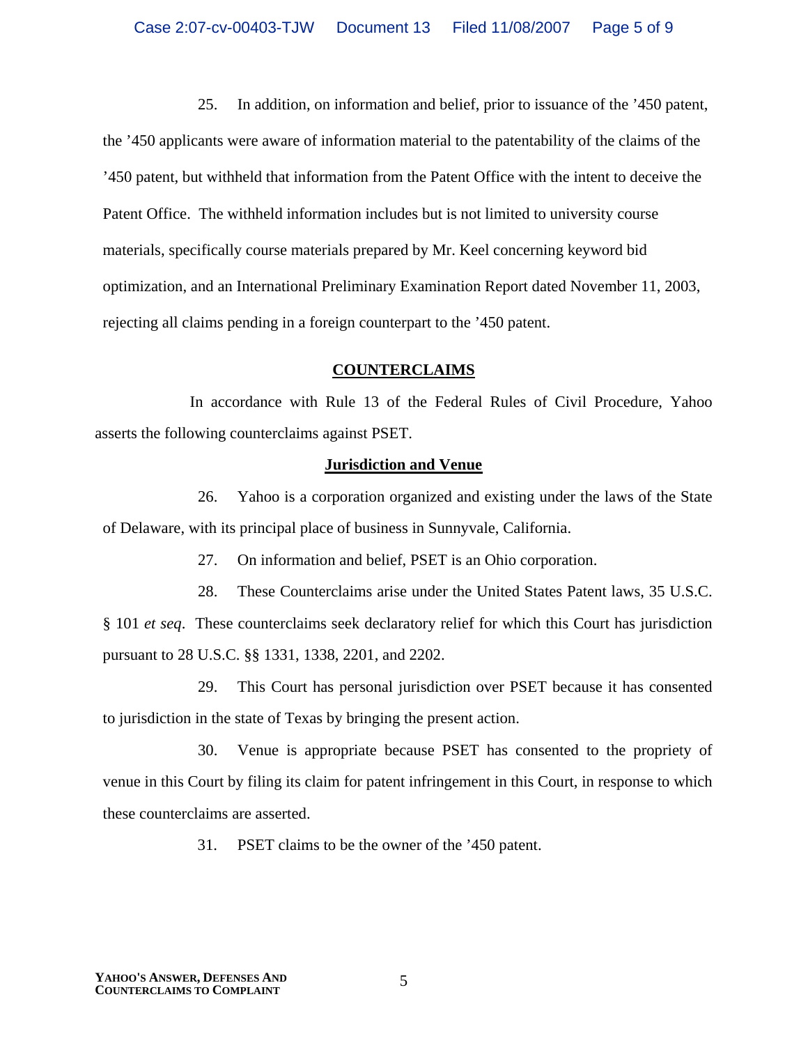25. In addition, on information and belief, prior to issuance of the ’450 patent, the ’450 applicants were aware of information material to the patentability of the claims of the ’450 patent, but withheld that information from the Patent Office with the intent to deceive the Patent Office. The withheld information includes but is not limited to university course materials, specifically course materials prepared by Mr. Keel concerning keyword bid optimization, and an International Preliminary Examination Report dated November 11, 2003, rejecting all claims pending in a foreign counterpart to the ’450 patent.

## COUNTERCLAIMS

In accordance with Rule 13 of the Federal Rules of Civil Procedure, Yahoo asserts the following counterclaims against PSET.

### Jurisdiction and Venue

26. Yahoo is a corporation organized and existing under the laws of the State of Delaware, with its principal place of business in Sunnyvale, California.

27. On information and belief, PSET is an Ohio corporation.

28. These Counterclaims arise under the United States Patent laws, 35 U.S.C. § 101 *et seq*. These counterclaims seek declaratory relief for which this Court has jurisdiction pursuant to 28 U.S.C. §§ 1331, 1338, 2201, and 2202.

29. This Court has personal jurisdiction over PSET because it has consented to jurisdiction in the state of Texas by bringing the present action.

30. Venue is appropriate because PSET has consented to the propriety of venue in this Court by filing its claim for patent infringement in this Court, in response to which these counterclaims are asserted.

31. PSET claims to be the owner of the ’450 patent.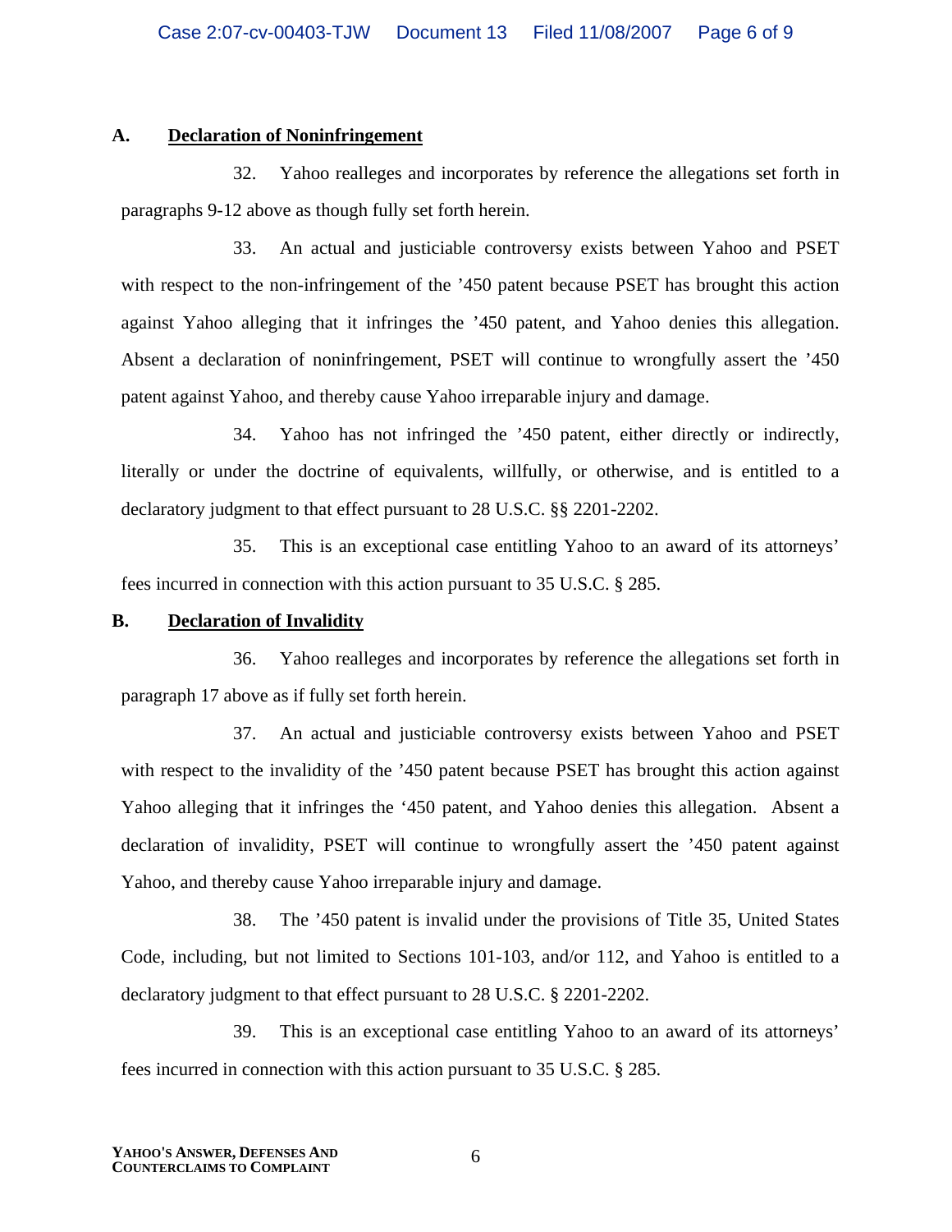### A. Declaration of Noninfringement

32. Yahoo realleges and incorporates by reference the allegations set forth in paragraphs 9-12 above as though fully set forth herein.

33. An actual and justiciable controversy exists between Yahoo and PSET with respect to the non-infringement of the '450 patent because PSET has brought this action against Yahoo alleging that it infringes the '450 patent, and Yahoo denies this allegation. Absent a declaration of noninfringement, PSET will continue to wrongfully assert the '450 patent against Yahoo, and thereby cause Yahoo irreparable injury and damage.

34. Yahoo has not infringed the '450 patent, either directly or indirectly, literally or under the doctrine of equivalents, willfully, or otherwise, and is entitled to a declaratory judgment to that effect pursuant to 28 U.S.C. §§ 2201-2202.

35. This is an exceptional case entitling Yahoo to an award of its attorneys' fees incurred in connection with this action pursuant to 35 U.S.C. § 285.

### B. Declaration of Invalidity

36. Yahoo realleges and incorporates by reference the allegations set forth in paragraph 17 above as if fully set forth herein.

37. An actual and justiciable controversy exists between Yahoo and PSET with respect to the invalidity of the '450 patent because PSET has brought this action against Yahoo alleging that it infringes the '450 patent, and Yahoo denies this allegation. Absent a declaration of invalidity, PSET will continue to wrongfully assert the '450 patent against Yahoo, and thereby cause Yahoo irreparable injury and damage.

38. The '450 patent is invalid under the provisions of Title 35, United States Code, including, but not limited to Sections 101-103, and/or 112, and Yahoo is entitled to a declaratory judgment to that effect pursuant to 28 U.S.C. § 2201-2202.

39. This is an exceptional case entitling Yahoo to an award of its attorneys' fees incurred in connection with this action pursuant to 35 U.S.C. § 285.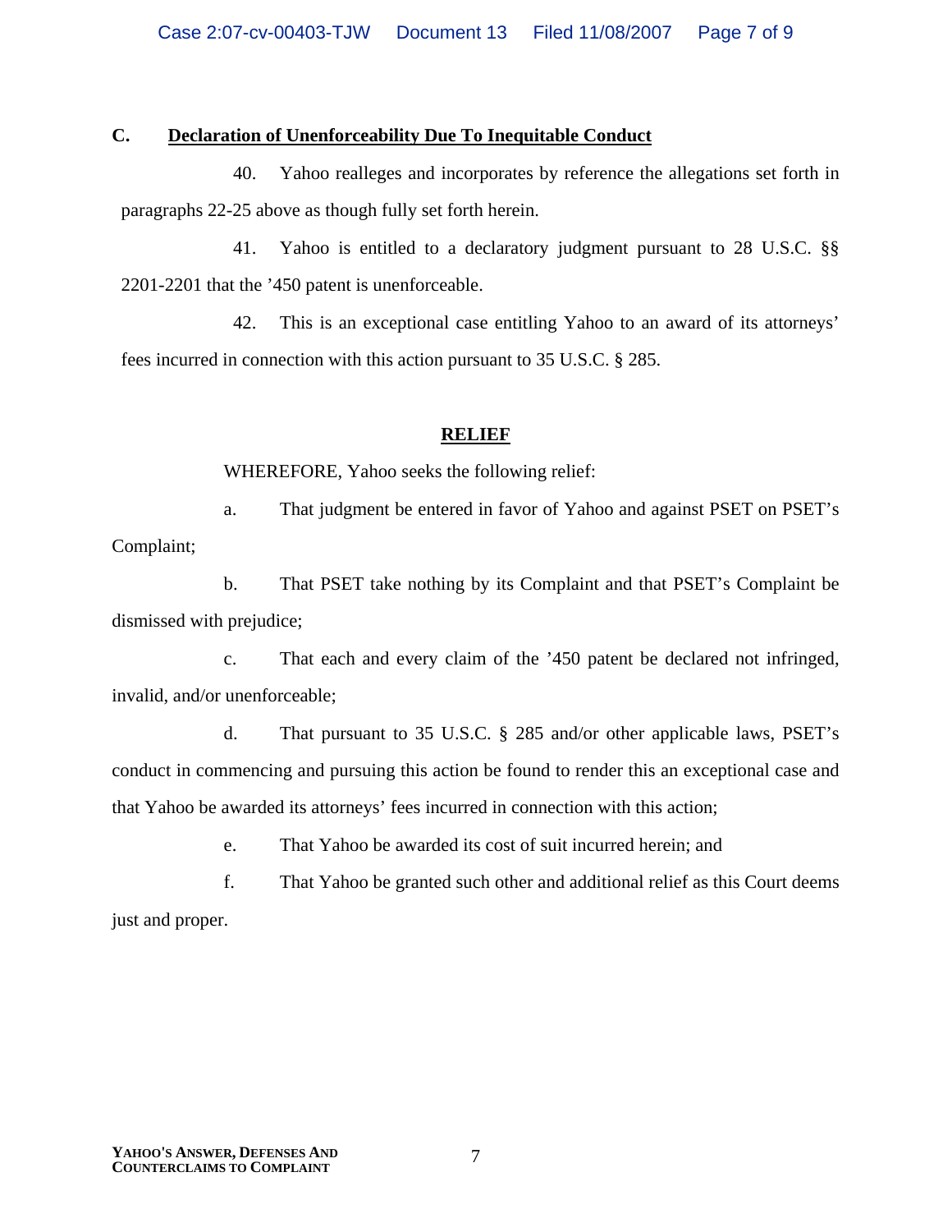## C. Declaration of Unenforceability Due To Inequitable Conduct

40. Yahoo realleges and incorporates by reference the allegations set forth in paragraphs 22-25 above as though fully set forth herein.

41. Yahoo is entitled to a declaratory judgment pursuant to 28 U.S.C. §§ 2201-2201 that the ’450 patent is unenforceable.

42. This is an exceptional case entitling Yahoo to an award of its attorneys’ fees incurred in connection with this action pursuant to 35 U.S.C. § 285.

## RELIEF

WHEREFORE, Yahoo seeks the following relief:

a. That judgment be entered in favor of Yahoo and against PSET on PSET’s Complaint;

b. That PSET take nothing by its Complaint and that PSET’s Complaint be dismissed with prejudice;

c. That each and every claim of the ’450 patent be declared not infringed, invalid, and/or unenforceable;

d. That pursuant to 35 U.S.C. § 285 and/or other applicable laws, PSET’s conduct in commencing and pursuing this action be found to render this an exceptional case and that Yahoo be awarded its attorneys’ fees incurred in connection with this action;

e. That Yahoo be awarded its cost of suit incurred herein; and

f. That Yahoo be granted such other and additional relief as this Court deems just and proper.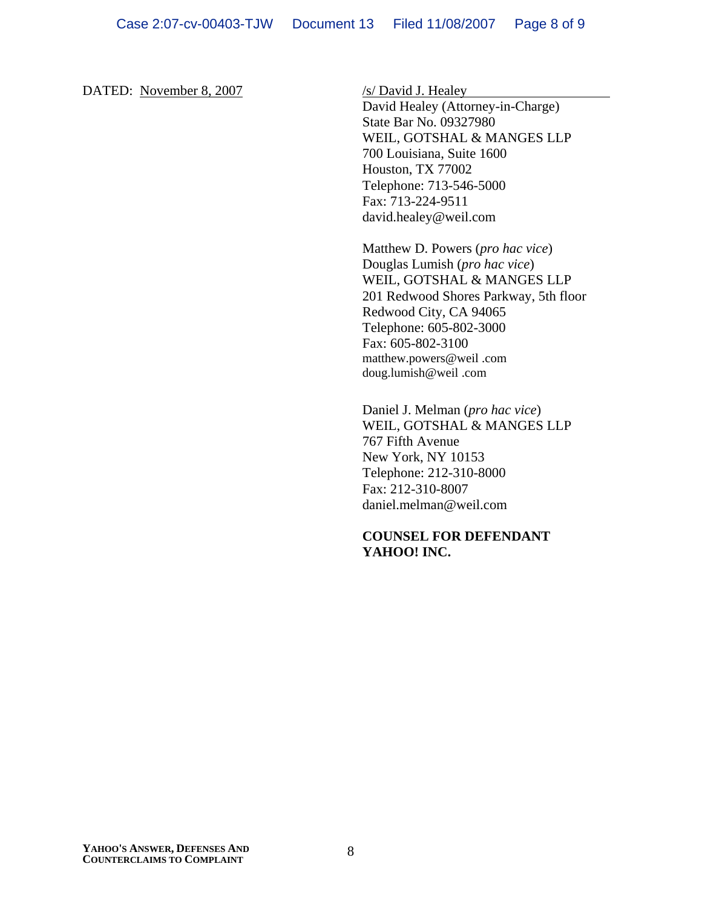DATED: November 8, 2007

/s/ David J. Healey
David Healey (Attorney-in-Charge)
State Bar No. 09327980
WEIL, GOTSHAL & MANGES LLP
700 Louisiana, Suite 1600
Houston, TX 77002
Telephone: 713-546-5000
Fax: 713-224-9511
david.healey@weil.com

Matthew D. Powers (*pro hac vice*)
Douglas Lumish (*pro hac vice*)
WEIL, GOTSHAL & MANGES LLP
201 Redwood Shores Parkway, 5th floor
Redwood City, CA 94065
Telephone: 605-802-3000
Fax: 605-802-3100
matthew.powers@weil .com
doug.lumish@weil .com

Daniel J. Melman (*pro hac vice*)
WEIL, GOTSHAL & MANGES LLP
767 Fifth Avenue
New York, NY 10153
Telephone: 212-310-8000
Fax: 212-310-8007
daniel.melman@weil.com

**COUNSEL FOR DEFENDANT YAHOO! INC.**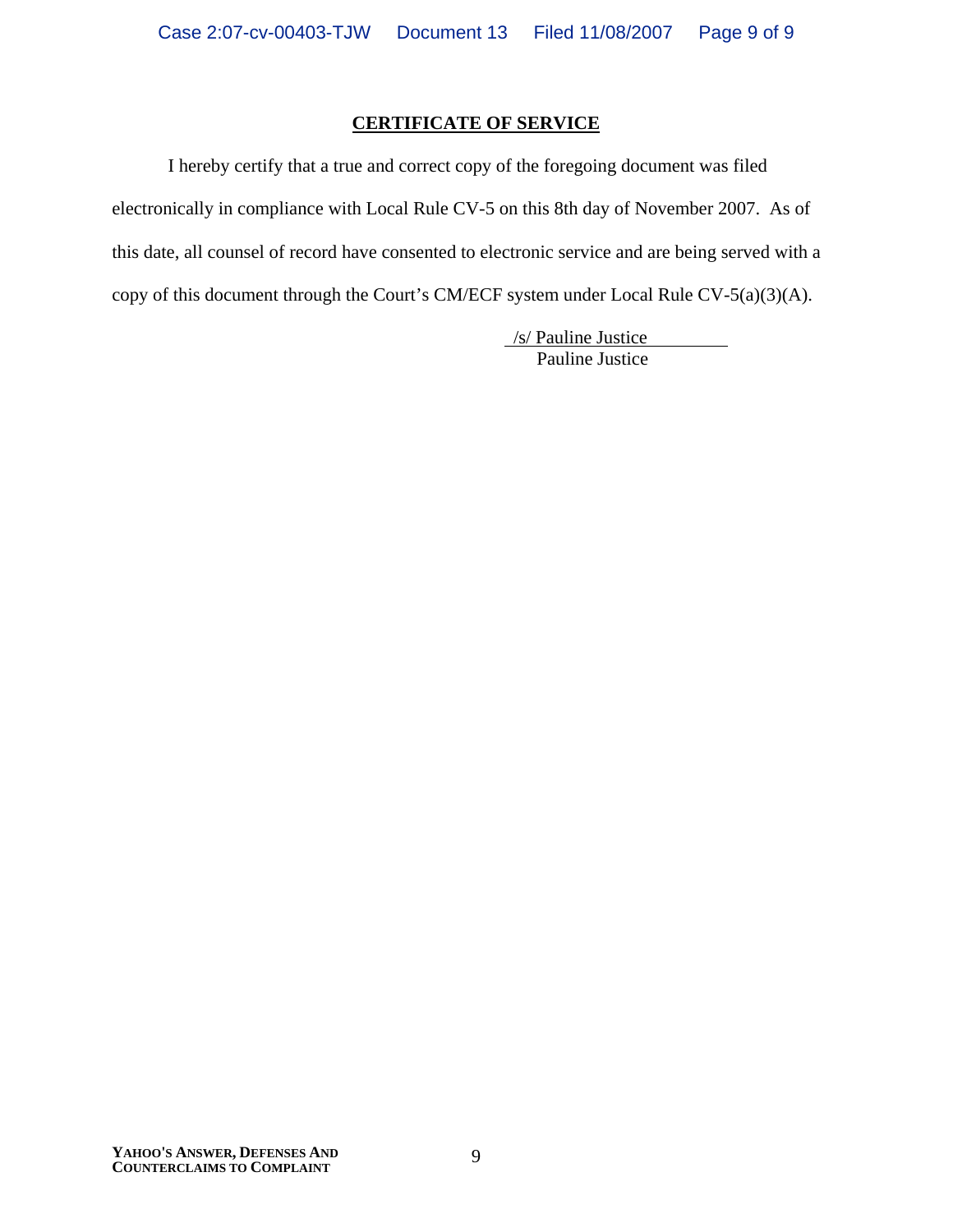## CERTIFICATE OF SERVICE

I hereby certify that a true and correct copy of the foregoing document was filed electronically in compliance with Local Rule CV-5 on this 8th day of November 2007. As of this date, all counsel of record have consented to electronic service and are being served with a copy of this document through the Court's CM/ECF system under Local Rule CV-5(a)(3)(A).

/s/ Pauline Justice
Pauline Justice